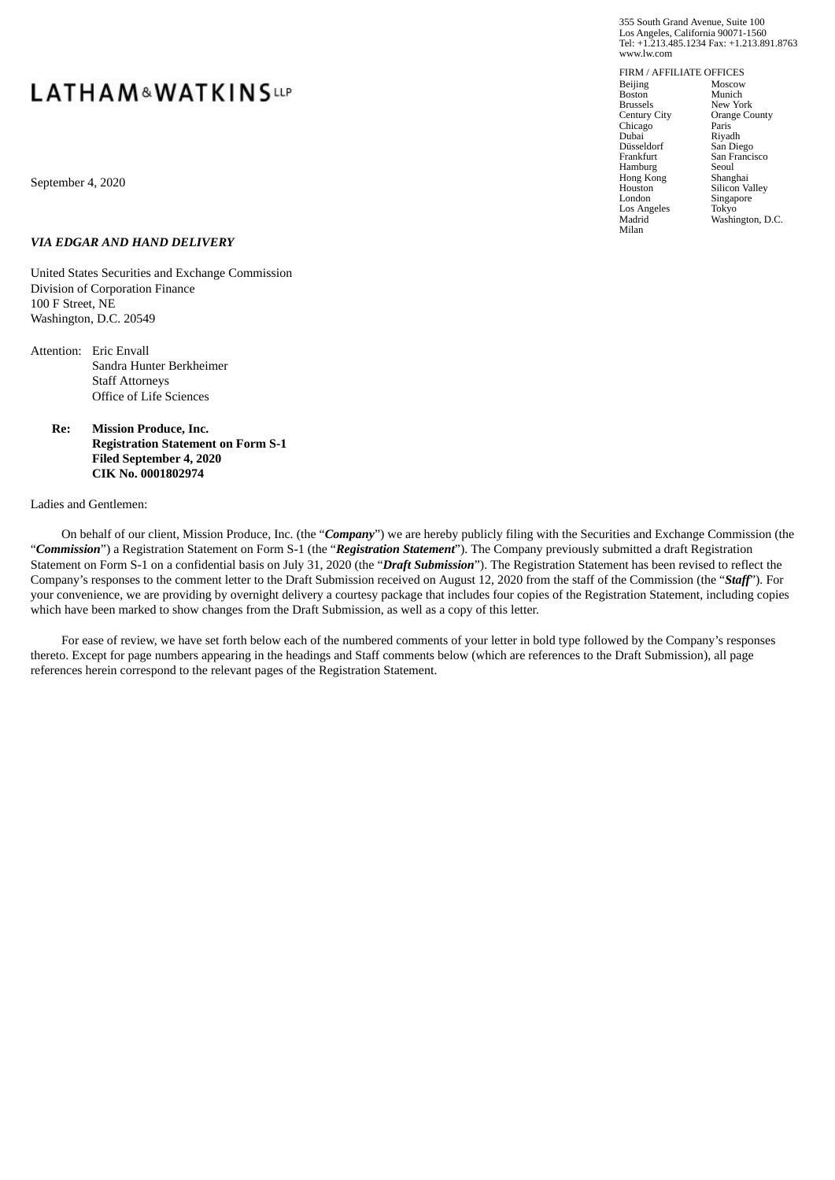LATHAM & WATKINS LLP

355 South Grand Avenue, Suite 100
Los Angeles, California 90071-1560
Tel: +1.213.485.1234 Fax: +1.213.891.8763
www.lw.com

FIRM / AFFILIATE OFFICES

| | |
|---|---|
| Beijing | Moscow |
| Boston | Munich |
| Brussels | New York |
| Century City | Orange County |
| Chicago | Paris |
| Dubai | Riyadh |
| Düsseldorf | San Diego |
| Frankfurt | San Francisco |
| Hamburg | Seoul |
| Hong Kong | Shanghai |
| Houston | Silicon Valley |
| London | Singapore |
| Los Angeles | Tokyo |
| Madrid | Washington, D.C. |
| Milan | |

September 4, 2020

***VIA EDGAR AND HAND DELIVERY***

United States Securities and Exchange Commission
Division of Corporation Finance
100 F Street, NE
Washington, D.C. 20549

Attention: Eric Envall
Sandra Hunter Berkheimer
Staff Attorneys
Office of Life Sciences

**Re: Mission Produce, Inc.**
**Registration Statement on Form S-1**
**Filed September 4, 2020**
**CIK No. 0001802974**

Ladies and Gentlemen:

On behalf of our client, Mission Produce, Inc. (the "***Company***") we are hereby publicly filing with the Securities and Exchange Commission (the "***Commission***") a Registration Statement on Form S-1 (the "***Registration Statement***"). The Company previously submitted a draft Registration Statement on Form S-1 on a confidential basis on July 31, 2020 (the "***Draft Submission***"). The Registration Statement has been revised to reflect the Company's responses to the comment letter to the Draft Submission received on August 12, 2020 from the staff of the Commission (the "***Staff***"). For your convenience, we are providing by overnight delivery a courtesy package that includes four copies of the Registration Statement, including copies which have been marked to show changes from the Draft Submission, as well as a copy of this letter.

For ease of review, we have set forth below each of the numbered comments of your letter in bold type followed by the Company's responses thereto. Except for page numbers appearing in the headings and Staff comments below (which are references to the Draft Submission), all page references herein correspond to the relevant pages of the Registration Statement.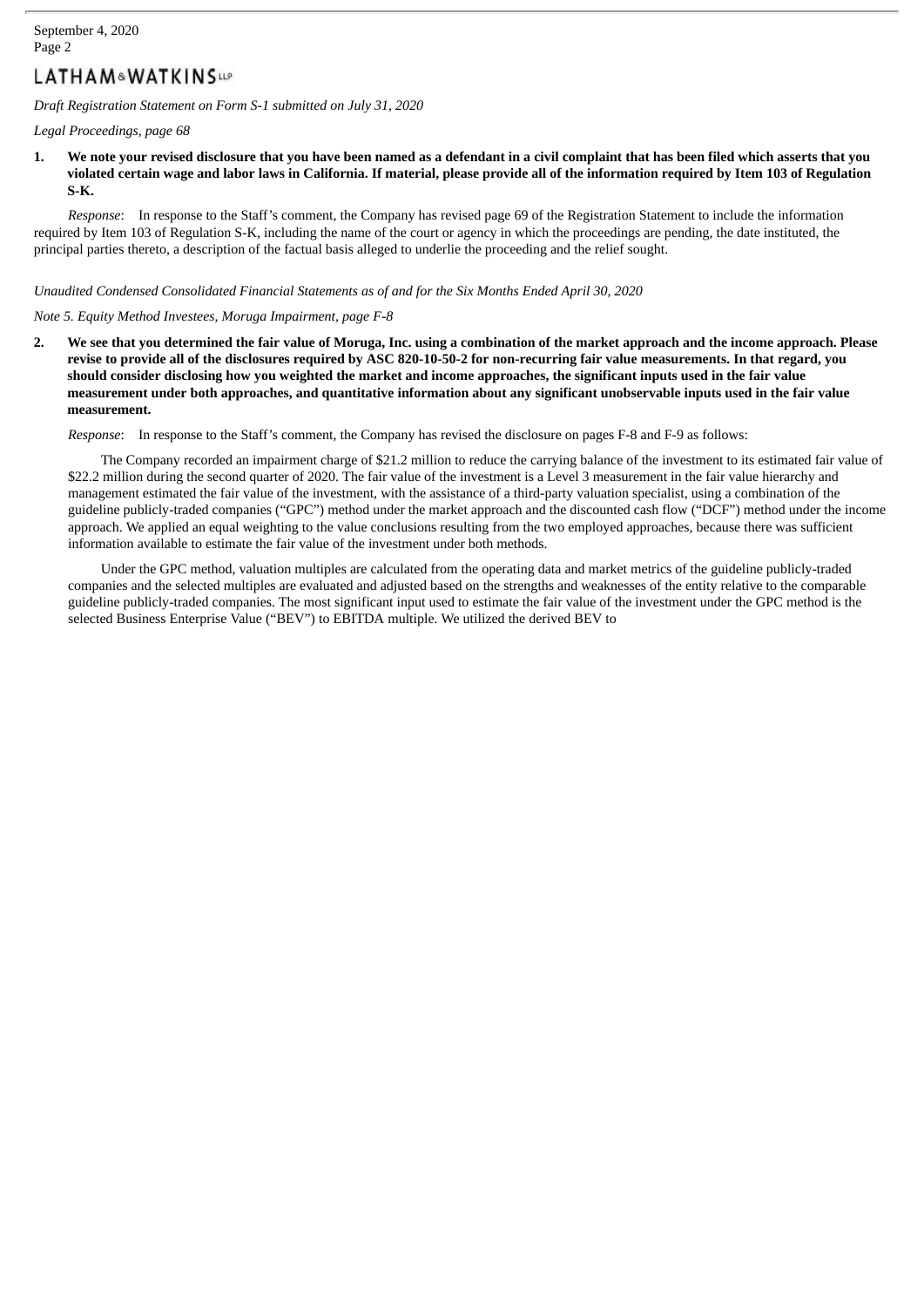*Draft Registration Statement on Form S-1 submitted on July 31, 2020*

*Legal Proceedings, page 68*

**1. We note your revised disclosure that you have been named as a defendant in a civil complaint that has been filed which asserts that you violated certain wage and labor laws in California. If material, please provide all of the information required by Item 103 of Regulation S-K.**

*Response*: In response to the Staff's comment, the Company has revised page 69 of the Registration Statement to include the information required by Item 103 of Regulation S-K, including the name of the court or agency in which the proceedings are pending, the date instituted, the principal parties thereto, a description of the factual basis alleged to underlie the proceeding and the relief sought.

*Unaudited Condensed Consolidated Financial Statements as of and for the Six Months Ended April 30, 2020*

*Note 5. Equity Method Investees, Moruga Impairment, page F-8*

**2. We see that you determined the fair value of Moruga, Inc. using a combination of the market approach and the income approach. Please revise to provide all of the disclosures required by ASC 820-10-50-2 for non-recurring fair value measurements. In that regard, you should consider disclosing how you weighted the market and income approaches, the significant inputs used in the fair value measurement under both approaches, and quantitative information about any significant unobservable inputs used in the fair value measurement.**

*Response*: In response to the Staff's comment, the Company has revised the disclosure on pages F-8 and F-9 as follows:

The Company recorded an impairment charge of $21.2 million to reduce the carrying balance of the investment to its estimated fair value of $22.2 million during the second quarter of 2020. The fair value of the investment is a Level 3 measurement in the fair value hierarchy and management estimated the fair value of the investment, with the assistance of a third-party valuation specialist, using a combination of the guideline publicly-traded companies ("GPC") method under the market approach and the discounted cash flow ("DCF") method under the income approach. We applied an equal weighting to the value conclusions resulting from the two employed approaches, because there was sufficient information available to estimate the fair value of the investment under both methods.

Under the GPC method, valuation multiples are calculated from the operating data and market metrics of the guideline publicly-traded companies and the selected multiples are evaluated and adjusted based on the strengths and weaknesses of the entity relative to the comparable guideline publicly-traded companies. The most significant input used to estimate the fair value of the investment under the GPC method is the selected Business Enterprise Value ("BEV") to EBITDA multiple. We utilized the derived BEV to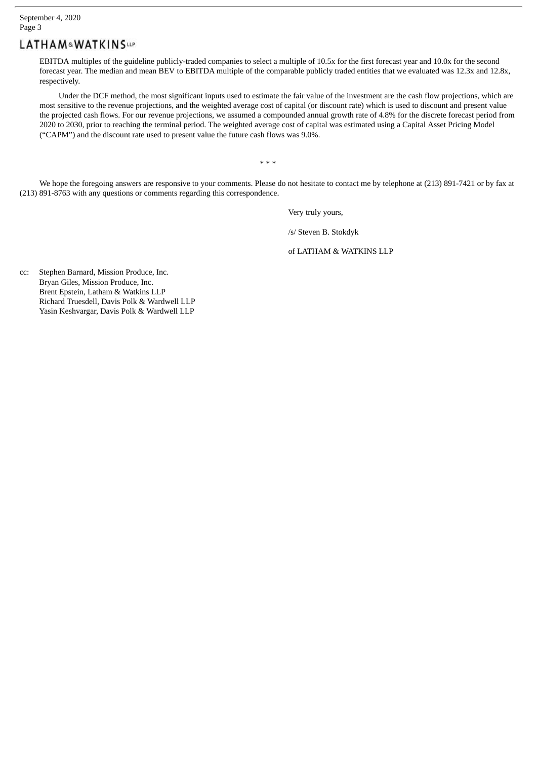EBITDA multiples of the guideline publicly-traded companies to select a multiple of 10.5x for the first forecast year and 10.0x for the second forecast year. The median and mean BEV to EBITDA multiple of the comparable publicly traded entities that we evaluated was 12.3x and 12.8x, respectively.

Under the DCF method, the most significant inputs used to estimate the fair value of the investment are the cash flow projections, which are most sensitive to the revenue projections, and the weighted average cost of capital (or discount rate) which is used to discount and present value the projected cash flows. For our revenue projections, we assumed a compounded annual growth rate of 4.8% for the discrete forecast period from 2020 to 2030, prior to reaching the terminal period. The weighted average cost of capital was estimated using a Capital Asset Pricing Model ("CAPM") and the discount rate used to present value the future cash flows was 9.0%.

\* \* \*

We hope the foregoing answers are responsive to your comments. Please do not hesitate to contact me by telephone at (213) 891-7421 or by fax at (213) 891-8763 with any questions or comments regarding this correspondence.

Very truly yours,

/s/ Steven B. Stokdyk

of LATHAM & WATKINS LLP

cc: Stephen Barnard, Mission Produce, Inc.
Bryan Giles, Mission Produce, Inc.
Brent Epstein, Latham & Watkins LLP
Richard Truesdell, Davis Polk & Wardwell LLP
Yasin Keshvargar, Davis Polk & Wardwell LLP